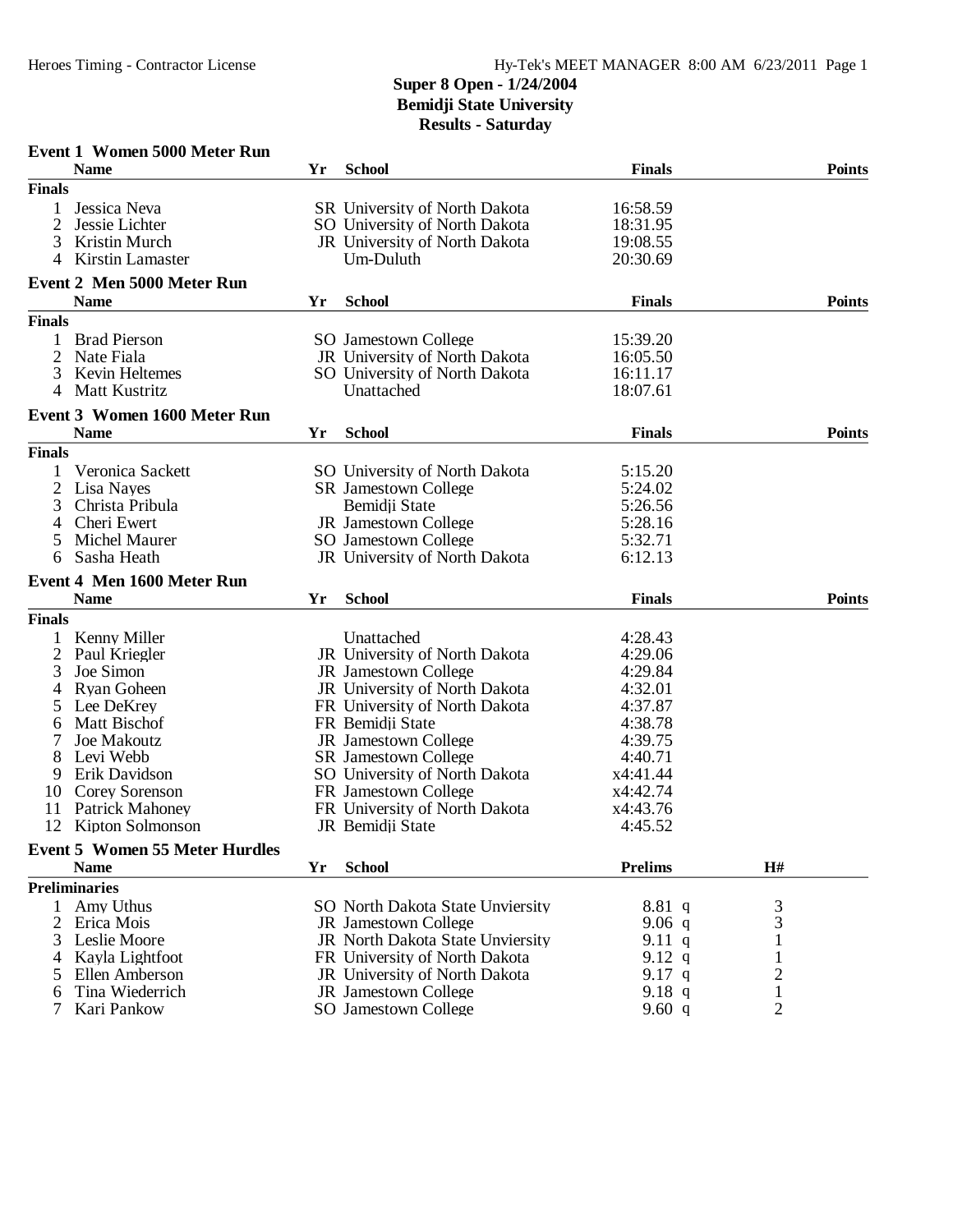# Super 8 Open - 1/24/2004
## Bemidji State University
## Results - Saturday

### Event 1 Women 5000 Meter Run

| | Name | Yr | School | Finals | Points |
|---|---|---|---|---|---|
| **Finals** | | | | | |
| 1 | Jessica Neva | SR | University of North Dakota | 16:58.59 | |
| 2 | Jessie Lichter | SO | University of North Dakota | 18:31.95 | |
| 3 | Kristin Murch | JR | University of North Dakota | 19:08.55 | |
| 4 | Kirstin Lamaster | | Um-Duluth | 20:30.69 | |

### Event 2 Men 5000 Meter Run

| | Name | Yr | School | Finals | Points |
|---|---|---|---|---|---|
| **Finals** | | | | | |
| 1 | Brad Pierson | SO | Jamestown College | 15:39.20 | |
| 2 | Nate Fiala | JR | University of North Dakota | 16:05.50 | |
| 3 | Kevin Heltemes | SO | University of North Dakota | 16:11.17 | |
| 4 | Matt Kustritz | | Unattached | 18:07.61 | |

### Event 3 Women 1600 Meter Run

| | Name | Yr | School | Finals | Points |
|---|---|---|---|---|---|
| **Finals** | | | | | |
| 1 | Veronica Sackett | SO | University of North Dakota | 5:15.20 | |
| 2 | Lisa Nayes | SR | Jamestown College | 5:24.02 | |
| 3 | Christa Pribula | | Bemidji State | 5:26.56 | |
| 4 | Cheri Ewert | JR | Jamestown College | 5:28.16 | |
| 5 | Michel Maurer | SO | Jamestown College | 5:32.71 | |
| 6 | Sasha Heath | JR | University of North Dakota | 6:12.13 | |

### Event 4 Men 1600 Meter Run

| | Name | Yr | School | Finals | Points |
|---|---|---|---|---|---|
| **Finals** | | | | | |
| 1 | Kenny Miller | | Unattached | 4:28.43 | |
| 2 | Paul Kriegler | JR | University of North Dakota | 4:29.06 | |
| 3 | Joe Simon | JR | Jamestown College | 4:29.84 | |
| 4 | Ryan Goheen | JR | University of North Dakota | 4:32.01 | |
| 5 | Lee DeKrey | FR | University of North Dakota | 4:37.87 | |
| 6 | Matt Bischof | FR | Bemidji State | 4:38.78 | |
| 7 | Joe Makoutz | JR | Jamestown College | 4:39.75 | |
| 8 | Levi Webb | SR | Jamestown College | 4:40.71 | |
| 9 | Erik Davidson | SO | University of North Dakota | x4:41.44 | |
| 10 | Corey Sorenson | FR | Jamestown College | x4:42.74 | |
| 11 | Patrick Mahoney | FR | University of North Dakota | x4:43.76 | |
| 12 | Kipton Solmonson | JR | Bemidji State | 4:45.52 | |

### Event 5 Women 55 Meter Hurdles

| | Name | Yr | School | Prelims | H# |
|---|---|---|---|---|---|
| **Preliminaries** | | | | | |
| 1 | Amy Uthus | SO | North Dakota State Unviersity | 8.81 q | 3 |
| 2 | Erica Mois | JR | Jamestown College | 9.06 q | 3 |
| 3 | Leslie Moore | JR | North Dakota State Unviersity | 9.11 q | 1 |
| 4 | Kayla Lightfoot | FR | University of North Dakota | 9.12 q | 1 |
| 5 | Ellen Amberson | JR | University of North Dakota | 9.17 q | 2 |
| 6 | Tina Wiederrich | JR | Jamestown College | 9.18 q | 1 |
| 7 | Kari Pankow | SO | Jamestown College | 9.60 q | 2 |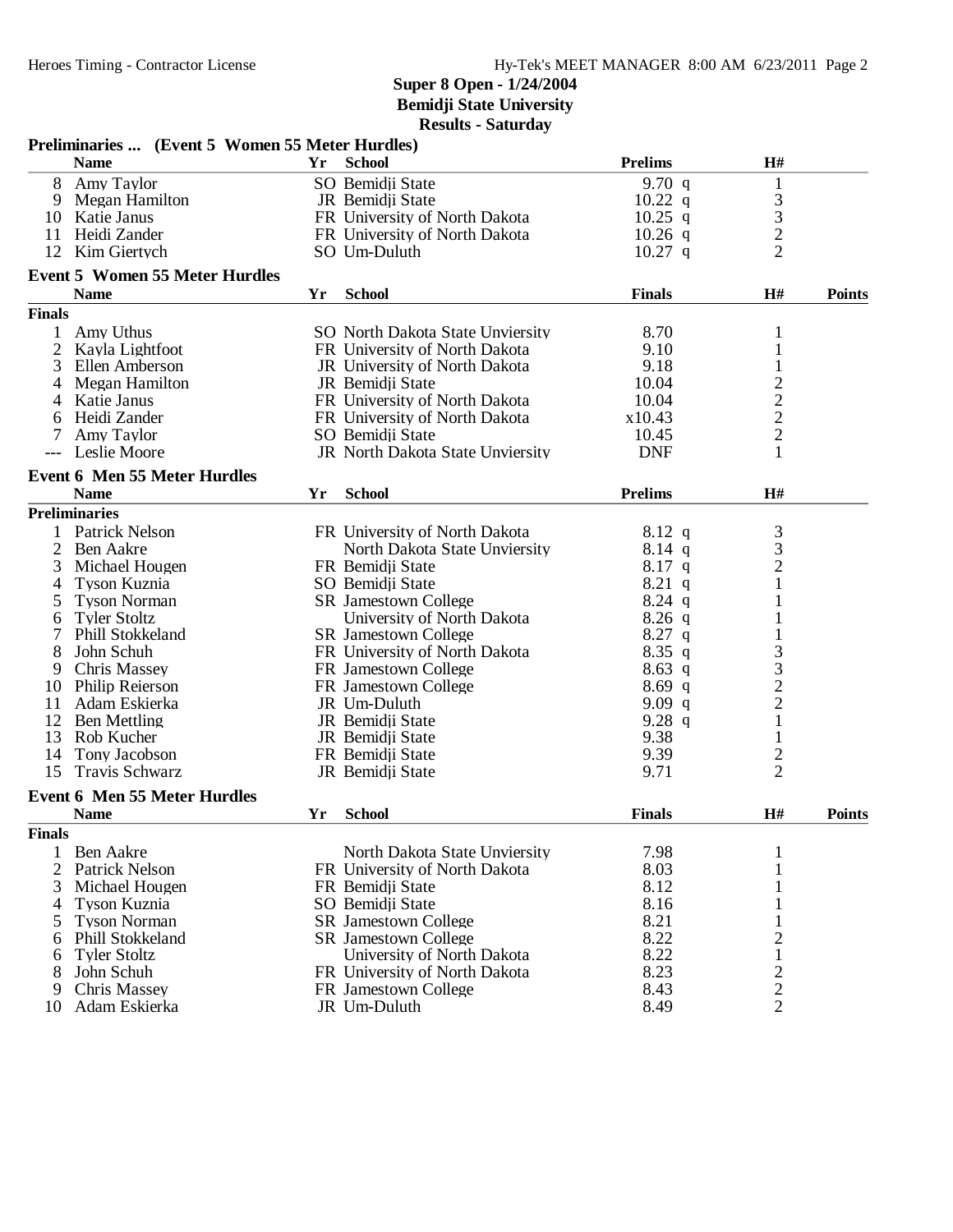**Super 8 Open - 1/24/2004**
**Bemidji State University**
**Results - Saturday**

### Preliminaries ... (Event 5 Women 55 Meter Hurdles)

| | Name | Yr | School | Prelims | H# |
|---|---|---|---|---|---|
| 8 | Amy Taylor | SO | Bemidji State | 9.70 q | 1 |
| 9 | Megan Hamilton | JR | Bemidji State | 10.22 q | 3 |
| 10 | Katie Janus | FR | University of North Dakota | 10.25 q | 3 |
| 11 | Heidi Zander | FR | University of North Dakota | 10.26 q | 2 |
| 12 | Kim Giertych | SO | Um-Duluth | 10.27 q | 2 |

### Event 5 Women 55 Meter Hurdles

**Finals**

| | Name | Yr | School | Finals | H# | Points |
|---|---|---|---|---|---|---|
| 1 | Amy Uthus | SO | North Dakota State Unviersity | 8.70 | 1 | |
| 2 | Kayla Lightfoot | FR | University of North Dakota | 9.10 | 1 | |
| 3 | Ellen Amberson | JR | University of North Dakota | 9.18 | 1 | |
| 4 | Megan Hamilton | JR | Bemidji State | 10.04 | 2 | |
| 4 | Katie Janus | FR | University of North Dakota | 10.04 | 2 | |
| 6 | Heidi Zander | FR | University of North Dakota | x10.43 | 2 | |
| 7 | Amy Taylor | SO | Bemidji State | 10.45 | 2 | |
| --- | Leslie Moore | JR | North Dakota State Unviersity | DNF | 1 | |

### Event 6 Men 55 Meter Hurdles

**Preliminaries**

| | Name | Yr | School | Prelims | H# |
|---|---|---|---|---|---|
| 1 | Patrick Nelson | FR | University of North Dakota | 8.12 q | 3 |
| 2 | Ben Aakre | | North Dakota State Unviersity | 8.14 q | 3 |
| 3 | Michael Hougen | FR | Bemidji State | 8.17 q | 2 |
| 4 | Tyson Kuznia | SO | Bemidji State | 8.21 q | 1 |
| 5 | Tyson Norman | SR | Jamestown College | 8.24 q | 1 |
| 6 | Tyler Stoltz | | University of North Dakota | 8.26 q | 1 |
| 7 | Phill Stokkeland | SR | Jamestown College | 8.27 q | 1 |
| 8 | John Schuh | FR | University of North Dakota | 8.35 q | 3 |
| 9 | Chris Massey | FR | Jamestown College | 8.63 q | 3 |
| 10 | Philip Reierson | FR | Jamestown College | 8.69 q | 2 |
| 11 | Adam Eskierka | JR | Um-Duluth | 9.09 q | 2 |
| 12 | Ben Mettling | JR | Bemidji State | 9.28 q | 1 |
| 13 | Rob Kucher | JR | Bemidji State | 9.38 | 1 |
| 14 | Tony Jacobson | FR | Bemidji State | 9.39 | 2 |
| 15 | Travis Schwarz | JR | Bemidji State | 9.71 | 2 |

### Event 6 Men 55 Meter Hurdles

**Finals**

| | Name | Yr | School | Finals | H# | Points |
|---|---|---|---|---|---|---|
| 1 | Ben Aakre | | North Dakota State Unviersity | 7.98 | 1 | |
| 2 | Patrick Nelson | FR | University of North Dakota | 8.03 | 1 | |
| 3 | Michael Hougen | FR | Bemidji State | 8.12 | 1 | |
| 4 | Tyson Kuznia | SO | Bemidji State | 8.16 | 1 | |
| 5 | Tyson Norman | SR | Jamestown College | 8.21 | 1 | |
| 6 | Phill Stokkeland | SR | Jamestown College | 8.22 | 2 | |
| 6 | Tyler Stoltz | | University of North Dakota | 8.22 | 1 | |
| 8 | John Schuh | FR | University of North Dakota | 8.23 | 2 | |
| 9 | Chris Massey | FR | Jamestown College | 8.43 | 2 | |
| 10 | Adam Eskierka | JR | Um-Duluth | 8.49 | 2 | |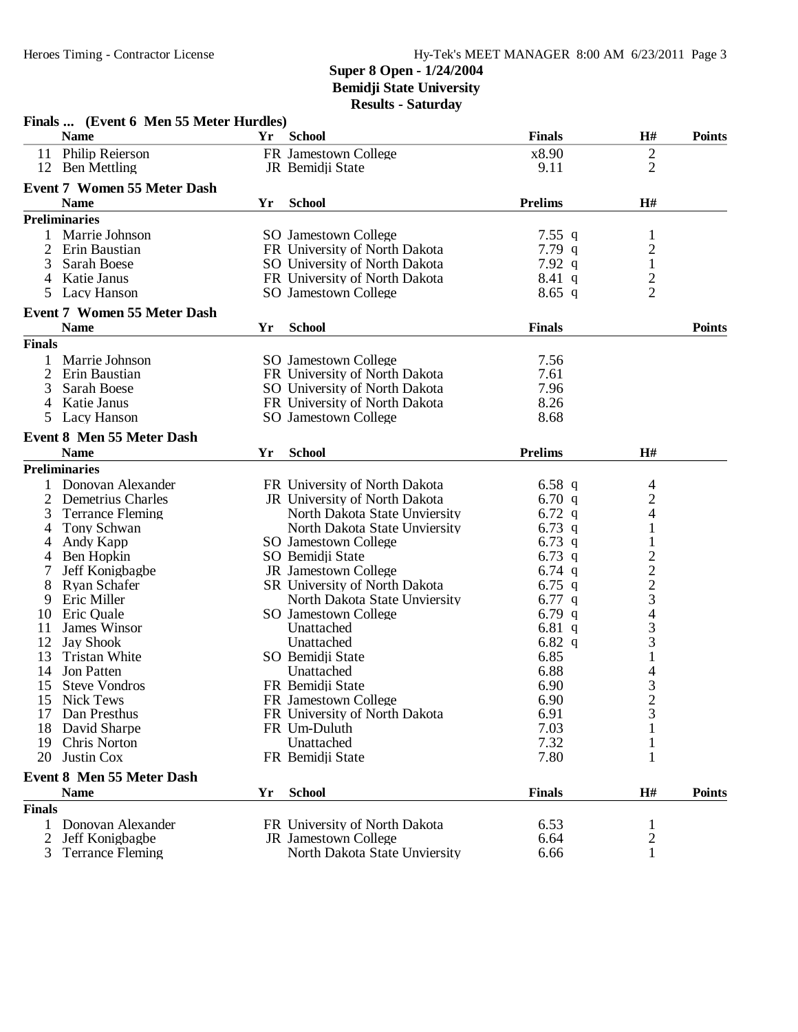**Super 8 Open - 1/24/2004**
**Bemidji State University**
**Results - Saturday**

### Finals ... (Event 6 Men 55 Meter Hurdles)

| | Name | Yr | School | Finals | H# | Points |
|---|---|---|---|---|---|---|
| 11 | Philip Reierson | FR | Jamestown College | x8.90 | 2 | |
| 12 | Ben Mettling | JR | Bemidji State | 9.11 | 2 | |

### Event 7 Women 55 Meter Dash

| | Name | Yr | School | Prelims | | H# |
|---|---|---|---|---|---|---|
| **Preliminaries** | | | | | | |
| 1 | Marrie Johnson | SO | Jamestown College | 7.55 | q | 1 |
| 2 | Erin Baustian | FR | University of North Dakota | 7.79 | q | 2 |
| 3 | Sarah Boese | SO | University of North Dakota | 7.92 | q | 1 |
| 4 | Katie Janus | FR | University of North Dakota | 8.41 | q | 2 |
| 5 | Lacy Hanson | SO | Jamestown College | 8.65 | q | 2 |

### Event 7 Women 55 Meter Dash

| | Name | Yr | School | Finals | Points |
|---|---|---|---|---|---|
| **Finals** | | | | | |
| 1 | Marrie Johnson | SO | Jamestown College | 7.56 | |
| 2 | Erin Baustian | FR | University of North Dakota | 7.61 | |
| 3 | Sarah Boese | SO | University of North Dakota | 7.96 | |
| 4 | Katie Janus | FR | University of North Dakota | 8.26 | |
| 5 | Lacy Hanson | SO | Jamestown College | 8.68 | |

### Event 8 Men 55 Meter Dash

| | Name | Yr | School | Prelims | | H# |
|---|---|---|---|---|---|---|
| **Preliminaries** | | | | | | |
| 1 | Donovan Alexander | FR | University of North Dakota | 6.58 | q | 4 |
| 2 | Demetrius Charles | JR | University of North Dakota | 6.70 | q | 2 |
| 3 | Terrance Fleming | | North Dakota State Unviersity | 6.72 | q | 4 |
| 4 | Tony Schwan | | North Dakota State Unviersity | 6.73 | q | 1 |
| 4 | Andy Kapp | SO | Jamestown College | 6.73 | q | 1 |
| 4 | Ben Hopkin | SO | Bemidji State | 6.73 | q | 2 |
| 7 | Jeff Konigbagbe | JR | Jamestown College | 6.74 | q | 2 |
| 8 | Ryan Schafer | SR | University of North Dakota | 6.75 | q | 2 |
| 9 | Eric Miller | | North Dakota State Unviersity | 6.77 | q | 3 |
| 10 | Eric Quale | SO | Jamestown College | 6.79 | q | 4 |
| 11 | James Winsor | | Unattached | 6.81 | q | 3 |
| 12 | Jay Shook | | Unattached | 6.82 | q | 3 |
| 13 | Tristan White | SO | Bemidji State | 6.85 | | 1 |
| 14 | Jon Patten | | Unattached | 6.88 | | 4 |
| 15 | Steve Vondros | FR | Bemidji State | 6.90 | | 3 |
| 15 | Nick Tews | FR | Jamestown College | 6.90 | | 2 |
| 17 | Dan Presthus | FR | University of North Dakota | 6.91 | | 3 |
| 18 | David Sharpe | FR | Um-Duluth | 7.03 | | 1 |
| 19 | Chris Norton | | Unattached | 7.32 | | 1 |
| 20 | Justin Cox | FR | Bemidji State | 7.80 | | 1 |

### Event 8 Men 55 Meter Dash

| | Name | Yr | School | Finals | H# | Points |
|---|---|---|---|---|---|---|
| **Finals** | | | | | | |
| 1 | Donovan Alexander | FR | University of North Dakota | 6.53 | 1 | |
| 2 | Jeff Konigbagbe | JR | Jamestown College | 6.64 | 2 | |
| 3 | Terrance Fleming | | North Dakota State Unviersity | 6.66 | 1 | |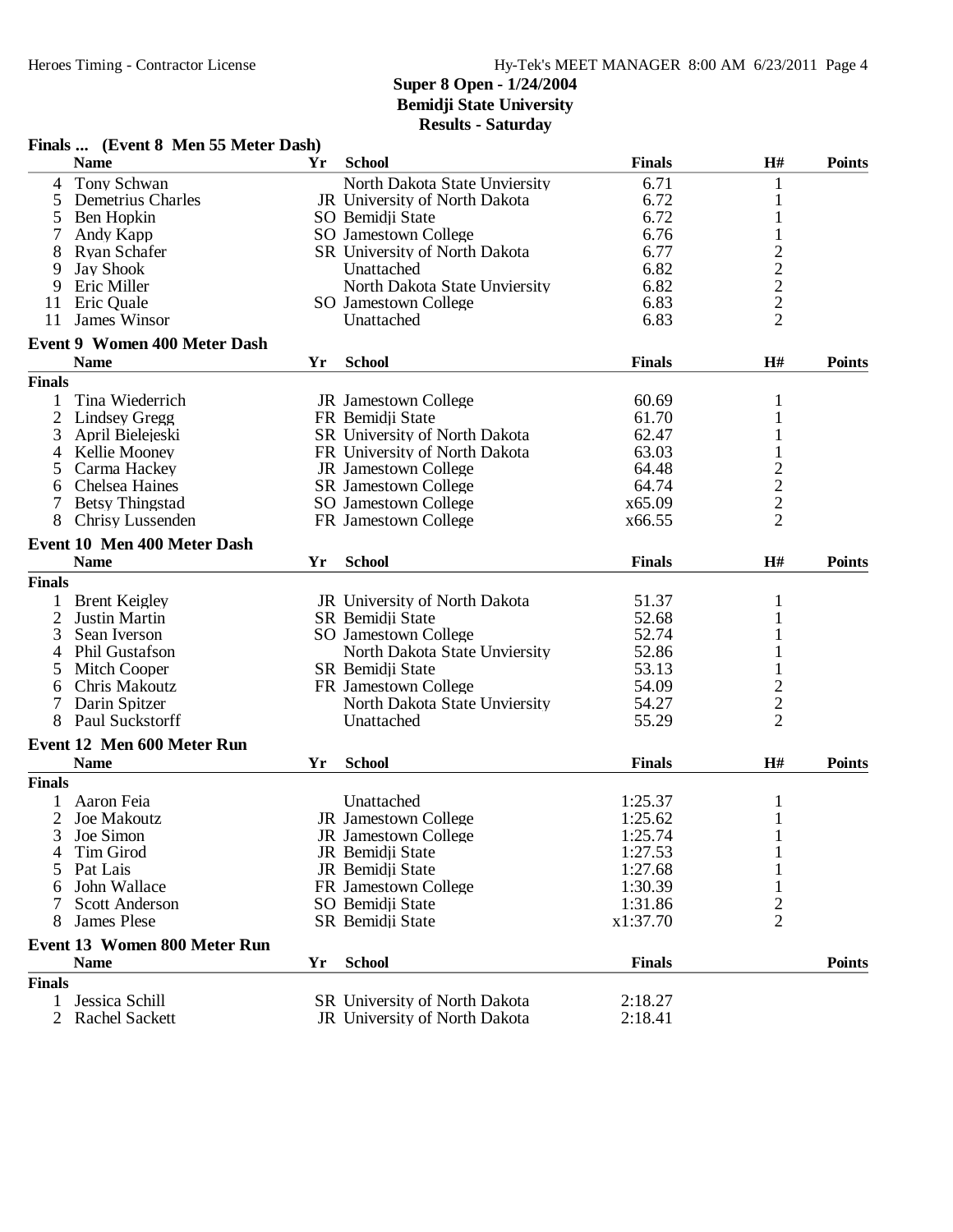## Super 8 Open - 1/24/2004
## Bemidji State University
## Results - Saturday

### Finals ... (Event 8 Men 55 Meter Dash)

| | Name | Yr | School | Finals | H# | Points |
|---|---|---|---|---|---|---|
| 4 | Tony Schwan | | North Dakota State Unviersity | 6.71 | 1 | |
| 5 | Demetrius Charles | JR | University of North Dakota | 6.72 | 1 | |
| 5 | Ben Hopkin | SO | Bemidji State | 6.72 | 1 | |
| 7 | Andy Kapp | SO | Jamestown College | 6.76 | 1 | |
| 8 | Ryan Schafer | SR | University of North Dakota | 6.77 | 2 | |
| 9 | Jay Shook | | Unattached | 6.82 | 2 | |
| 9 | Eric Miller | | North Dakota State Unviersity | 6.82 | 2 | |
| 11 | Eric Quale | SO | Jamestown College | 6.83 | 2 | |
| 11 | James Winsor | | Unattached | 6.83 | 2 | |

### Event 9 Women 400 Meter Dash

| | Name | Yr | School | Finals | H# | Points |
|---|---|---|---|---|---|---|
| **Finals** | | | | | | |
| 1 | Tina Wiederrich | JR | Jamestown College | 60.69 | 1 | |
| 2 | Lindsey Gregg | FR | Bemidji State | 61.70 | 1 | |
| 3 | April Bielejeski | SR | University of North Dakota | 62.47 | 1 | |
| 4 | Kellie Mooney | FR | University of North Dakota | 63.03 | 1 | |
| 5 | Carma Hackey | JR | Jamestown College | 64.48 | 2 | |
| 6 | Chelsea Haines | SR | Jamestown College | 64.74 | 2 | |
| 7 | Betsy Thingstad | SO | Jamestown College | x65.09 | 2 | |
| 8 | Chrisy Lussenden | FR | Jamestown College | x66.55 | 2 | |

### Event 10 Men 400 Meter Dash

| | Name | Yr | School | Finals | H# | Points |
|---|---|---|---|---|---|---|
| **Finals** | | | | | | |
| 1 | Brent Keigley | JR | University of North Dakota | 51.37 | 1 | |
| 2 | Justin Martin | SR | Bemidji State | 52.68 | 1 | |
| 3 | Sean Iverson | SO | Jamestown College | 52.74 | 1 | |
| 4 | Phil Gustafson | | North Dakota State Unviersity | 52.86 | 1 | |
| 5 | Mitch Cooper | SR | Bemidji State | 53.13 | 1 | |
| 6 | Chris Makoutz | FR | Jamestown College | 54.09 | 2 | |
| 7 | Darin Spitzer | | North Dakota State Unviersity | 54.27 | 2 | |
| 8 | Paul Suckstorff | | Unattached | 55.29 | 2 | |

### Event 12 Men 600 Meter Run

| | Name | Yr | School | Finals | H# | Points |
|---|---|---|---|---|---|---|
| **Finals** | | | | | | |
| 1 | Aaron Feia | | Unattached | 1:25.37 | 1 | |
| 2 | Joe Makoutz | JR | Jamestown College | 1:25.62 | 1 | |
| 3 | Joe Simon | JR | Jamestown College | 1:25.74 | 1 | |
| 4 | Tim Girod | JR | Bemidji State | 1:27.53 | 1 | |
| 5 | Pat Lais | JR | Bemidji State | 1:27.68 | 1 | |
| 6 | John Wallace | FR | Jamestown College | 1:30.39 | 1 | |
| 7 | Scott Anderson | SO | Bemidji State | 1:31.86 | 2 | |
| 8 | James Plese | SR | Bemidji State | x1:37.70 | 2 | |

### Event 13 Women 800 Meter Run

| | Name | Yr | School | Finals | Points |
|---|---|---|---|---|---|
| **Finals** | | | | | |
| 1 | Jessica Schill | SR | University of North Dakota | 2:18.27 | |
| 2 | Rachel Sackett | JR | University of North Dakota | 2:18.41 | |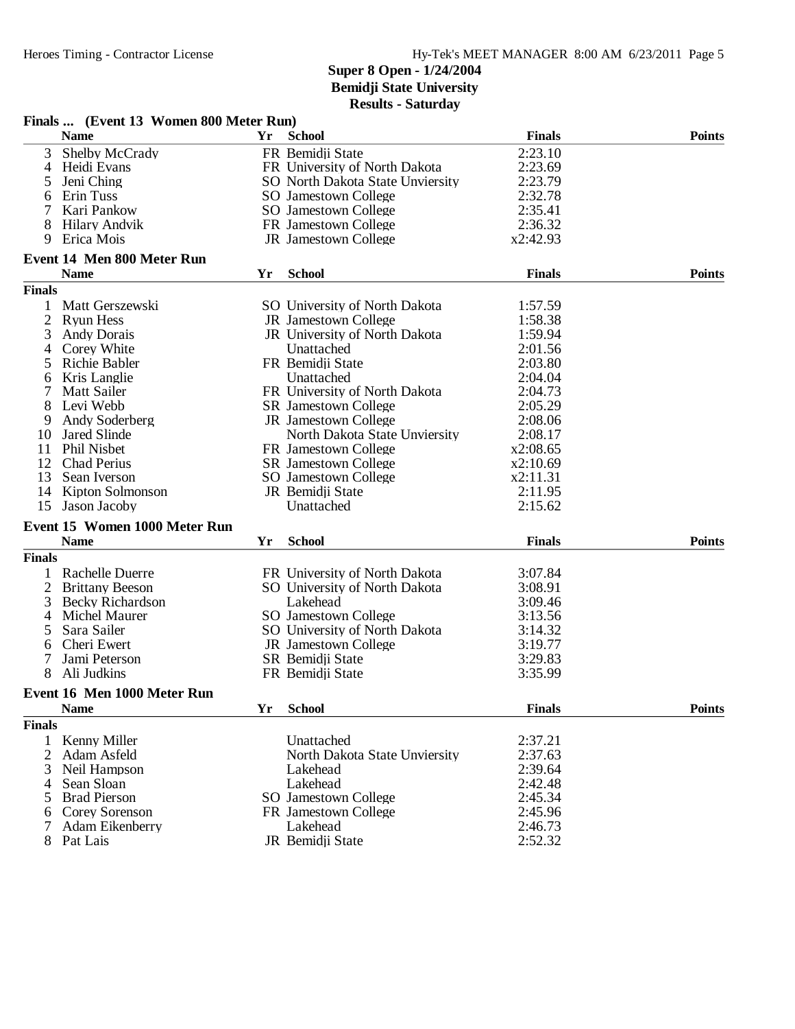## Super 8 Open - 1/24/2004
## Bemidji State University
## Results - Saturday

### Finals ... (Event 13 Women 800 Meter Run)

| | Name | Yr | School | Finals | Points |
|---|---|---|---|---|---|
| 3 | Shelby McCrady | FR | Bemidji State | 2:23.10 | |
| 4 | Heidi Evans | FR | University of North Dakota | 2:23.69 | |
| 5 | Jeni Ching | SO | North Dakota State Unviersity | 2:23.79 | |
| 6 | Erin Tuss | SO | Jamestown College | 2:32.78 | |
| 7 | Kari Pankow | SO | Jamestown College | 2:35.41 | |
| 8 | Hilary Andvik | FR | Jamestown College | 2:36.32 | |
| 9 | Erica Mois | JR | Jamestown College | x2:42.93 | |

### Event 14 Men 800 Meter Run

| | Name | Yr | School | Finals | Points |
|---|---|---|---|---|---|
| **Finals** | | | | | |
| 1 | Matt Gerszewski | SO | University of North Dakota | 1:57.59 | |
| 2 | Ryun Hess | JR | Jamestown College | 1:58.38 | |
| 3 | Andy Dorais | JR | University of North Dakota | 1:59.94 | |
| 4 | Corey White | | Unattached | 2:01.56 | |
| 5 | Richie Babler | FR | Bemidji State | 2:03.80 | |
| 6 | Kris Langlie | | Unattached | 2:04.04 | |
| 7 | Matt Sailer | FR | University of North Dakota | 2:04.73 | |
| 8 | Levi Webb | SR | Jamestown College | 2:05.29 | |
| 9 | Andy Soderberg | JR | Jamestown College | 2:08.06 | |
| 10 | Jared Slinde | | North Dakota State Unviersity | 2:08.17 | |
| 11 | Phil Nisbet | FR | Jamestown College | x2:08.65 | |
| 12 | Chad Perius | SR | Jamestown College | x2:10.69 | |
| 13 | Sean Iverson | SO | Jamestown College | x2:11.31 | |
| 14 | Kipton Solmonson | JR | Bemidji State | 2:11.95 | |
| 15 | Jason Jacoby | | Unattached | 2:15.62 | |

### Event 15 Women 1000 Meter Run

| | Name | Yr | School | Finals | Points |
|---|---|---|---|---|---|
| **Finals** | | | | | |
| 1 | Rachelle Duerre | FR | University of North Dakota | 3:07.84 | |
| 2 | Brittany Beeson | SO | University of North Dakota | 3:08.91 | |
| 3 | Becky Richardson | | Lakehead | 3:09.46 | |
| 4 | Michel Maurer | SO | Jamestown College | 3:13.56 | |
| 5 | Sara Sailer | SO | University of North Dakota | 3:14.32 | |
| 6 | Cheri Ewert | JR | Jamestown College | 3:19.77 | |
| 7 | Jami Peterson | SR | Bemidji State | 3:29.83 | |
| 8 | Ali Judkins | FR | Bemidji State | 3:35.99 | |

### Event 16 Men 1000 Meter Run

| | Name | Yr | School | Finals | Points |
|---|---|---|---|---|---|
| **Finals** | | | | | |
| 1 | Kenny Miller | | Unattached | 2:37.21 | |
| 2 | Adam Asfeld | | North Dakota State Unviersity | 2:37.63 | |
| 3 | Neil Hampson | | Lakehead | 2:39.64 | |
| 4 | Sean Sloan | | Lakehead | 2:42.48 | |
| 5 | Brad Pierson | SO | Jamestown College | 2:45.34 | |
| 6 | Corey Sorenson | FR | Jamestown College | 2:45.96 | |
| 7 | Adam Eikenberry | | Lakehead | 2:46.73 | |
| 8 | Pat Lais | JR | Bemidji State | 2:52.32 | |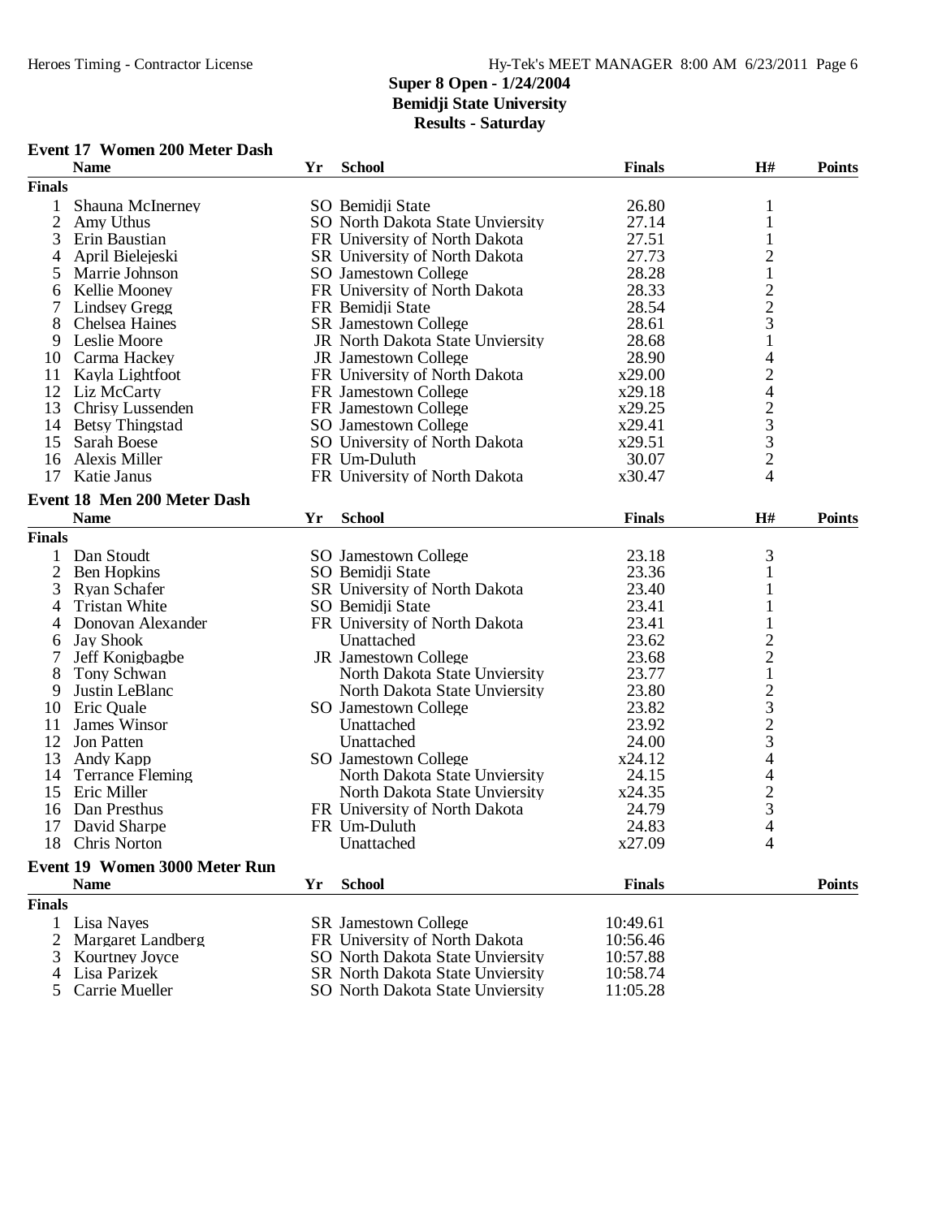# Super 8 Open - 1/24/2004
## Bemidji State University
### Results - Saturday

**Event 17 Women 200 Meter Dash**

| | Name | Yr | School | Finals | H# | Points |
|---|---|---|---|---|---|---|
| **Finals** | | | | | | |
| 1 | Shauna McInerney | SO | Bemidji State | 26.80 | 1 | |
| 2 | Amy Uthus | SO | North Dakota State Unviersity | 27.14 | 1 | |
| 3 | Erin Baustian | FR | University of North Dakota | 27.51 | 1 | |
| 4 | April Bielejeski | SR | University of North Dakota | 27.73 | 2 | |
| 5 | Marrie Johnson | SO | Jamestown College | 28.28 | 1 | |
| 6 | Kellie Mooney | FR | University of North Dakota | 28.33 | 2 | |
| 7 | Lindsey Gregg | FR | Bemidji State | 28.54 | 2 | |
| 8 | Chelsea Haines | SR | Jamestown College | 28.61 | 3 | |
| 9 | Leslie Moore | JR | North Dakota State Unviersity | 28.68 | 1 | |
| 10 | Carma Hackey | JR | Jamestown College | 28.90 | 4 | |
| 11 | Kayla Lightfoot | FR | University of North Dakota | x29.00 | 2 | |
| 12 | Liz McCarty | FR | Jamestown College | x29.18 | 4 | |
| 13 | Chrisy Lussenden | FR | Jamestown College | x29.25 | 2 | |
| 14 | Betsy Thingstad | SO | Jamestown College | x29.41 | 3 | |
| 15 | Sarah Boese | SO | University of North Dakota | x29.51 | 3 | |
| 16 | Alexis Miller | FR | Um-Duluth | 30.07 | 2 | |
| 17 | Katie Janus | FR | University of North Dakota | x30.47 | 4 | |

**Event 18 Men 200 Meter Dash**

| | Name | Yr | School | Finals | H# | Points |
|---|---|---|---|---|---|---|
| **Finals** | | | | | | |
| 1 | Dan Stoudt | SO | Jamestown College | 23.18 | 3 | |
| 2 | Ben Hopkins | SO | Bemidji State | 23.36 | 1 | |
| 3 | Ryan Schafer | SR | University of North Dakota | 23.40 | 1 | |
| 4 | Tristan White | SO | Bemidji State | 23.41 | 1 | |
| 4 | Donovan Alexander | FR | University of North Dakota | 23.41 | 1 | |
| 6 | Jay Shook | | Unattached | 23.62 | 2 | |
| 7 | Jeff Konigbagbe | JR | Jamestown College | 23.68 | 2 | |
| 8 | Tony Schwan | | North Dakota State Unviersity | 23.77 | 1 | |
| 9 | Justin LeBlanc | | North Dakota State Unviersity | 23.80 | 2 | |
| 10 | Eric Quale | SO | Jamestown College | 23.82 | 3 | |
| 11 | James Winsor | | Unattached | 23.92 | 2 | |
| 12 | Jon Patten | | Unattached | 24.00 | 3 | |
| 13 | Andy Kapp | SO | Jamestown College | x24.12 | 4 | |
| 14 | Terrance Fleming | | North Dakota State Unviersity | 24.15 | 4 | |
| 15 | Eric Miller | | North Dakota State Unviersity | x24.35 | 2 | |
| 16 | Dan Presthus | FR | University of North Dakota | 24.79 | 3 | |
| 17 | David Sharpe | FR | Um-Duluth | 24.83 | 4 | |
| 18 | Chris Norton | | Unattached | x27.09 | 4 | |

**Event 19 Women 3000 Meter Run**

| | Name | Yr | School | Finals | Points |
|---|---|---|---|---|---|
| **Finals** | | | | | |
| 1 | Lisa Nayes | SR | Jamestown College | 10:49.61 | |
| 2 | Margaret Landberg | FR | University of North Dakota | 10:56.46 | |
| 3 | Kourtney Joyce | SO | North Dakota State Unviersity | 10:57.88 | |
| 4 | Lisa Parizek | SR | North Dakota State Unviersity | 10:58.74 | |
| 5 | Carrie Mueller | SO | North Dakota State Unviersity | 11:05.28 | |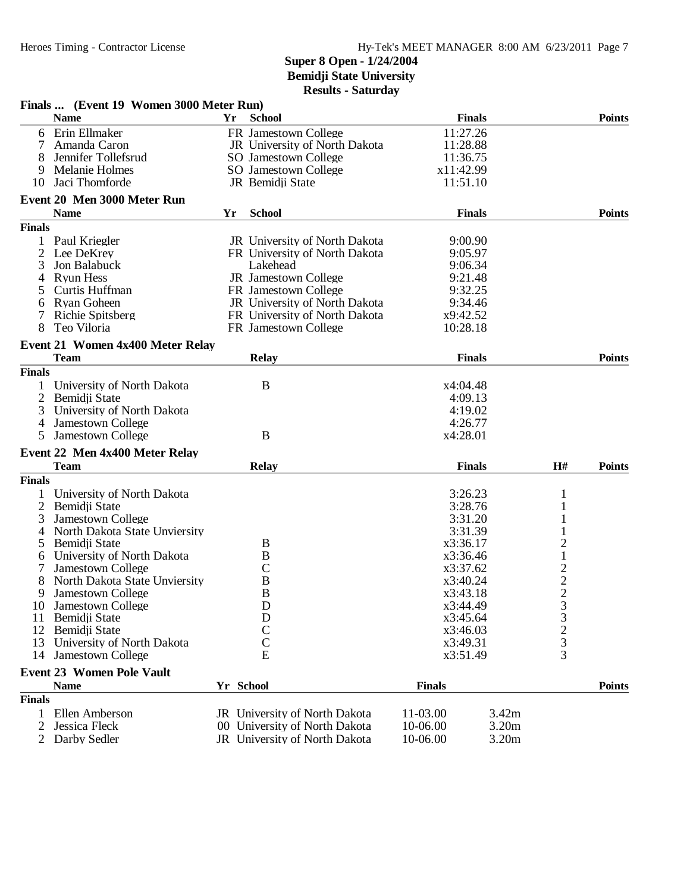# Super 8 Open - 1/24/2004
## Bemidji State University
### Results - Saturday

**Finals ... (Event 19 Women 3000 Meter Run)**

| | Name | Yr | School | Finals | Points |
|---|---|---|---|---|---|
| 6 | Erin Ellmaker | FR | Jamestown College | 11:27.26 | |
| 7 | Amanda Caron | JR | University of North Dakota | 11:28.88 | |
| 8 | Jennifer Tollefsrud | SO | Jamestown College | 11:36.75 | |
| 9 | Melanie Holmes | SO | Jamestown College | x11:42.99 | |
| 10 | Jaci Thomforde | JR | Bemidji State | 11:51.10 | |

**Event 20 Men 3000 Meter Run**

| | Name | Yr | School | Finals | Points |
|---|---|---|---|---|---|
| **Finals** | | | | | |
| 1 | Paul Kriegler | JR | University of North Dakota | 9:00.90 | |
| 2 | Lee DeKrey | FR | University of North Dakota | 9:05.97 | |
| 3 | Jon Balabuck | | Lakehead | 9:06.34 | |
| 4 | Ryun Hess | JR | Jamestown College | 9:21.48 | |
| 5 | Curtis Huffman | FR | Jamestown College | 9:32.25 | |
| 6 | Ryan Goheen | JR | University of North Dakota | 9:34.46 | |
| 7 | Richie Spitsberg | FR | University of North Dakota | x9:42.52 | |
| 8 | Teo Viloria | FR | Jamestown College | 10:28.18 | |

**Event 21 Women 4x400 Meter Relay**

| | Team | Relay | Finals | Points |
|---|---|---|---|---|
| **Finals** | | | | |
| 1 | University of North Dakota | B | x4:04.48 | |
| 2 | Bemidji State | | 4:09.13 | |
| 3 | University of North Dakota | | 4:19.02 | |
| 4 | Jamestown College | | 4:26.77 | |
| 5 | Jamestown College | B | x4:28.01 | |

**Event 22 Men 4x400 Meter Relay**

| | Team | Relay | Finals | H# | Points |
|---|---|---|---|---|---|
| **Finals** | | | | | |
| 1 | University of North Dakota | | 3:26.23 | 1 | |
| 2 | Bemidji State | | 3:28.76 | 1 | |
| 3 | Jamestown College | | 3:31.20 | 1 | |
| 4 | North Dakota State Unviersity | | 3:31.39 | 1 | |
| 5 | Bemidji State | B | x3:36.17 | 2 | |
| 6 | University of North Dakota | B | x3:36.46 | 1 | |
| 7 | Jamestown College | C | x3:37.62 | 2 | |
| 8 | North Dakota State Unviersity | B | x3:40.24 | 2 | |
| 9 | Jamestown College | B | x3:43.18 | 2 | |
| 10 | Jamestown College | D | x3:44.49 | 3 | |
| 11 | Bemidji State | D | x3:45.64 | 3 | |
| 12 | Bemidji State | C | x3:46.03 | 2 | |
| 13 | University of North Dakota | C | x3:49.31 | 3 | |
| 14 | Jamestown College | E | x3:51.49 | 3 | |

**Event 23 Women Pole Vault**

| | Name | Yr | School | Finals | | Points |
|---|---|---|---|---|---|---|
| **Finals** | | | | | | |
| 1 | Ellen Amberson | JR | University of North Dakota | 11-03.00 | 3.42m | |
| 2 | Jessica Fleck | 00 | University of North Dakota | 10-06.00 | 3.20m | |
| 2 | Darby Sedler | JR | University of North Dakota | 10-06.00 | 3.20m | |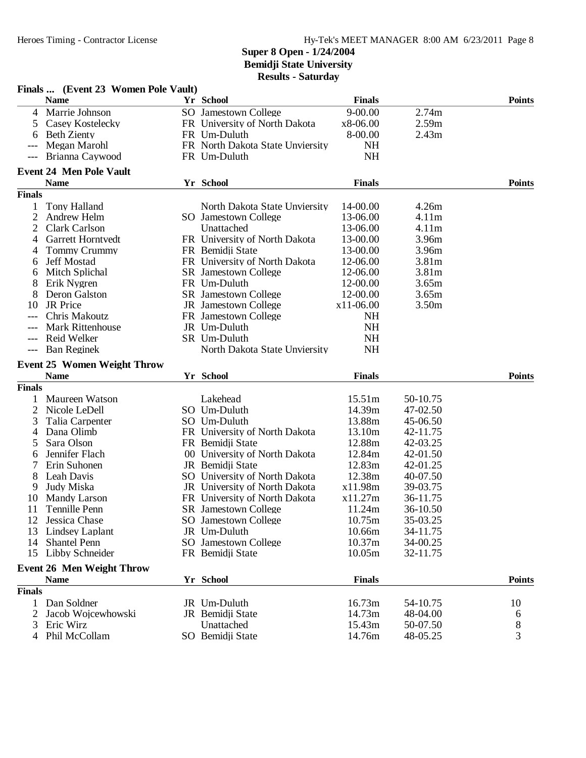## Super 8 Open - 1/24/2004
## Bemidji State University
## Results - Saturday

### Finals ... (Event 23 Women Pole Vault)

| | Name | Yr | School | Finals | | Points |
|---|---|---|---|---|---|---|
| 4 | Marrie Johnson | SO | Jamestown College | 9-00.00 | 2.74m | |
| 5 | Casey Kostelecky | FR | University of North Dakota | x8-06.00 | 2.59m | |
| 6 | Beth Zienty | FR | Um-Duluth | 8-00.00 | 2.43m | |
| --- | Megan Marohl | FR | North Dakota State Unviersity | NH | | |
| --- | Brianna Caywood | FR | Um-Duluth | NH | | |

### Event 24 Men Pole Vault

| | Name | Yr | School | Finals | | Points |
|---|---|---|---|---|---|---|
| **Finals** | | | | | | |
| 1 | Tony Halland | | North Dakota State Unviersity | 14-00.00 | 4.26m | |
| 2 | Andrew Helm | SO | Jamestown College | 13-06.00 | 4.11m | |
| 2 | Clark Carlson | | Unattached | 13-06.00 | 4.11m | |
| 4 | Garrett Horntvedt | FR | University of North Dakota | 13-00.00 | 3.96m | |
| 4 | Tommy Crummy | FR | Bemidji State | 13-00.00 | 3.96m | |
| 6 | Jeff Mostad | FR | University of North Dakota | 12-06.00 | 3.81m | |
| 6 | Mitch Splichal | SR | Jamestown College | 12-06.00 | 3.81m | |
| 8 | Erik Nygren | FR | Um-Duluth | 12-00.00 | 3.65m | |
| 8 | Deron Galston | SR | Jamestown College | 12-00.00 | 3.65m | |
| 10 | JR Price | JR | Jamestown College | x11-06.00 | 3.50m | |
| --- | Chris Makoutz | FR | Jamestown College | NH | | |
| --- | Mark Rittenhouse | JR | Um-Duluth | NH | | |
| --- | Reid Welker | SR | Um-Duluth | NH | | |
| --- | Ban Reginek | | North Dakota State Unviersity | NH | | |

### Event 25 Women Weight Throw

| | Name | Yr | School | Finals | | Points |
|---|---|---|---|---|---|---|
| **Finals** | | | | | | |
| 1 | Maureen Watson | | Lakehead | 15.51m | 50-10.75 | |
| 2 | Nicole LeDell | SO | Um-Duluth | 14.39m | 47-02.50 | |
| 3 | Talia Carpenter | SO | Um-Duluth | 13.88m | 45-06.50 | |
| 4 | Dana Olimb | FR | University of North Dakota | 13.10m | 42-11.75 | |
| 5 | Sara Olson | FR | Bemidji State | 12.88m | 42-03.25 | |
| 6 | Jennifer Flach | 00 | University of North Dakota | 12.84m | 42-01.50 | |
| 7 | Erin Suhonen | JR | Bemidji State | 12.83m | 42-01.25 | |
| 8 | Leah Davis | SO | University of North Dakota | 12.38m | 40-07.50 | |
| 9 | Judy Miska | JR | University of North Dakota | x11.98m | 39-03.75 | |
| 10 | Mandy Larson | FR | University of North Dakota | x11.27m | 36-11.75 | |
| 11 | Tennille Penn | SR | Jamestown College | 11.24m | 36-10.50 | |
| 12 | Jessica Chase | SO | Jamestown College | 10.75m | 35-03.25 | |
| 13 | Lindsey Laplant | JR | Um-Duluth | 10.66m | 34-11.75 | |
| 14 | Shantel Penn | SO | Jamestown College | 10.37m | 34-00.25 | |
| 15 | Libby Schneider | FR | Bemidji State | 10.05m | 32-11.75 | |

### Event 26 Men Weight Throw

| | Name | Yr | School | Finals | | Points |
|---|---|---|---|---|---|---|
| **Finals** | | | | | | |
| 1 | Dan Soldner | JR | Um-Duluth | 16.73m | 54-10.75 | 10 |
| 2 | Jacob Wojcewhowski | JR | Bemidji State | 14.73m | 48-04.00 | 6 |
| 3 | Eric Wirz | | Unattached | 15.43m | 50-07.50 | 8 |
| 4 | Phil McCollam | SO | Bemidji State | 14.76m | 48-05.25 | 3 |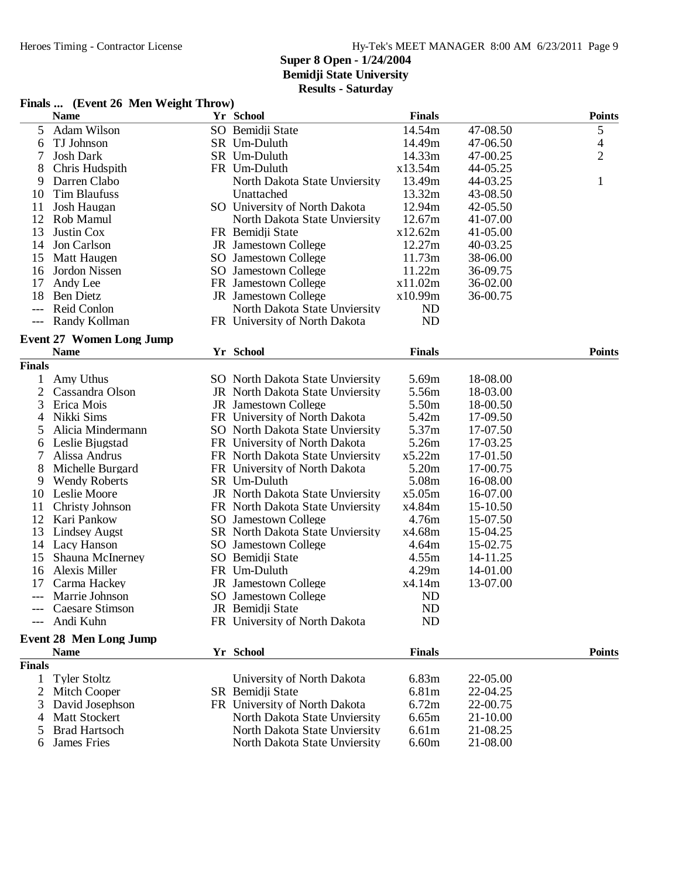**Super 8 Open - 1/24/2004**
**Bemidji State University**
**Results - Saturday**

### Finals ... (Event 26 Men Weight Throw)

| | Name | Yr | School | Finals | | Points |
|---|---|---|---|---|---|---|
| 5 | Adam Wilson | SO | Bemidji State | 14.54m | 47-08.50 | 5 |
| 6 | TJ Johnson | SR | Um-Duluth | 14.49m | 47-06.50 | 4 |
| 7 | Josh Dark | SR | Um-Duluth | 14.33m | 47-00.25 | 2 |
| 8 | Chris Hudspith | FR | Um-Duluth | x13.54m | 44-05.25 | |
| 9 | Darren Clabo | | North Dakota State Unviersity | 13.49m | 44-03.25 | 1 |
| 10 | Tim Blaufuss | | Unattached | 13.32m | 43-08.50 | |
| 11 | Josh Haugan | SO | University of North Dakota | 12.94m | 42-05.50 | |
| 12 | Rob Mamul | | North Dakota State Unviersity | 12.67m | 41-07.00 | |
| 13 | Justin Cox | FR | Bemidji State | x12.62m | 41-05.00 | |
| 14 | Jon Carlson | JR | Jamestown College | 12.27m | 40-03.25 | |
| 15 | Matt Haugen | SO | Jamestown College | 11.73m | 38-06.00 | |
| 16 | Jordon Nissen | SO | Jamestown College | 11.22m | 36-09.75 | |
| 17 | Andy Lee | FR | Jamestown College | x11.02m | 36-02.00 | |
| 18 | Ben Dietz | JR | Jamestown College | x10.99m | 36-00.75 | |
| --- | Reid Conlon | | North Dakota State Unviersity | ND | | |
| --- | Randy Kollman | FR | University of North Dakota | ND | | |

### Event 27 Women Long Jump

| | Name | Yr | School | Finals | | Points |
|---|---|---|---|---|---|---|
| **Finals** | | | | | | |
| 1 | Amy Uthus | SO | North Dakota State Unviersity | 5.69m | 18-08.00 | |
| 2 | Cassandra Olson | JR | North Dakota State Unviersity | 5.56m | 18-03.00 | |
| 3 | Erica Mois | JR | Jamestown College | 5.50m | 18-00.50 | |
| 4 | Nikki Sims | FR | University of North Dakota | 5.42m | 17-09.50 | |
| 5 | Alicia Mindermann | SO | North Dakota State Unviersity | 5.37m | 17-07.50 | |
| 6 | Leslie Bjugstad | FR | University of North Dakota | 5.26m | 17-03.25 | |
| 7 | Alissa Andrus | FR | North Dakota State Unviersity | x5.22m | 17-01.50 | |
| 8 | Michelle Burgard | FR | University of North Dakota | 5.20m | 17-00.75 | |
| 9 | Wendy Roberts | SR | Um-Duluth | 5.08m | 16-08.00 | |
| 10 | Leslie Moore | JR | North Dakota State Unviersity | x5.05m | 16-07.00 | |
| 11 | Christy Johnson | FR | North Dakota State Unviersity | x4.84m | 15-10.50 | |
| 12 | Kari Pankow | SO | Jamestown College | 4.76m | 15-07.50 | |
| 13 | Lindsey Augst | SR | North Dakota State Unviersity | x4.68m | 15-04.25 | |
| 14 | Lacy Hanson | SO | Jamestown College | 4.64m | 15-02.75 | |
| 15 | Shauna McInerney | SO | Bemidji State | 4.55m | 14-11.25 | |
| 16 | Alexis Miller | FR | Um-Duluth | 4.29m | 14-01.00 | |
| 17 | Carma Hackey | JR | Jamestown College | x4.14m | 13-07.00 | |
| --- | Marrie Johnson | SO | Jamestown College | ND | | |
| --- | Caesare Stimson | JR | Bemidji State | ND | | |
| --- | Andi Kuhn | FR | University of North Dakota | ND | | |

### Event 28 Men Long Jump

| | Name | Yr | School | Finals | | Points |
|---|---|---|---|---|---|---|
| **Finals** | | | | | | |
| 1 | Tyler Stoltz | | University of North Dakota | 6.83m | 22-05.00 | |
| 2 | Mitch Cooper | SR | Bemidji State | 6.81m | 22-04.25 | |
| 3 | David Josephson | FR | University of North Dakota | 6.72m | 22-00.75 | |
| 4 | Matt Stockert | | North Dakota State Unviersity | 6.65m | 21-10.00 | |
| 5 | Brad Hartsoch | | North Dakota State Unviersity | 6.61m | 21-08.25 | |
| 6 | James Fries | | North Dakota State Unviersity | 6.60m | 21-08.00 | |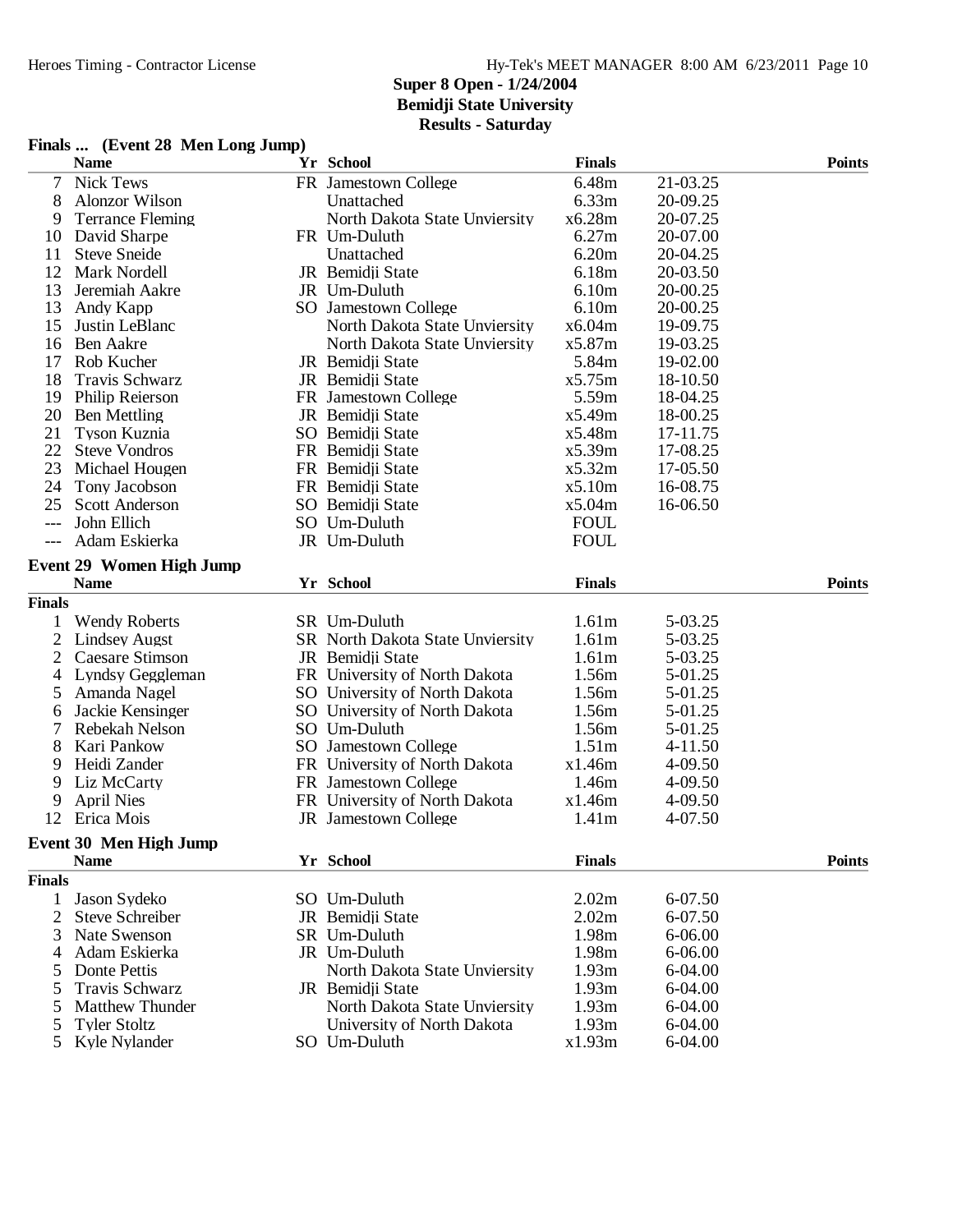**Super 8 Open - 1/24/2004**
**Bemidji State University**
**Results - Saturday**

### Finals ... (Event 28 Men Long Jump)

| | Name | Yr | School | Finals | | Points |
|---|---|---|---|---|---|---|
| 7 | Nick Tews | FR | Jamestown College | 6.48m | 21-03.25 | |
| 8 | Alonzor Wilson | | Unattached | 6.33m | 20-09.25 | |
| 9 | Terrance Fleming | | North Dakota State Unviersity | x6.28m | 20-07.25 | |
| 10 | David Sharpe | FR | Um-Duluth | 6.27m | 20-07.00 | |
| 11 | Steve Sneide | | Unattached | 6.20m | 20-04.25 | |
| 12 | Mark Nordell | JR | Bemidji State | 6.18m | 20-03.50 | |
| 13 | Jeremiah Aakre | JR | Um-Duluth | 6.10m | 20-00.25 | |
| 13 | Andy Kapp | SO | Jamestown College | 6.10m | 20-00.25 | |
| 15 | Justin LeBlanc | | North Dakota State Unviersity | x6.04m | 19-09.75 | |
| 16 | Ben Aakre | | North Dakota State Unviersity | x5.87m | 19-03.25 | |
| 17 | Rob Kucher | JR | Bemidji State | 5.84m | 19-02.00 | |
| 18 | Travis Schwarz | JR | Bemidji State | x5.75m | 18-10.50 | |
| 19 | Philip Reierson | FR | Jamestown College | 5.59m | 18-04.25 | |
| 20 | Ben Mettling | JR | Bemidji State | x5.49m | 18-00.25 | |
| 21 | Tyson Kuznia | SO | Bemidji State | x5.48m | 17-11.75 | |
| 22 | Steve Vondros | FR | Bemidji State | x5.39m | 17-08.25 | |
| 23 | Michael Hougen | FR | Bemidji State | x5.32m | 17-05.50 | |
| 24 | Tony Jacobson | FR | Bemidji State | x5.10m | 16-08.75 | |
| 25 | Scott Anderson | SO | Bemidji State | x5.04m | 16-06.50 | |
| --- | John Ellich | SO | Um-Duluth | FOUL | | |
| --- | Adam Eskierka | JR | Um-Duluth | FOUL | | |

### Event 29 Women High Jump

| | Name | Yr | School | Finals | | Points |
|---|---|---|---|---|---|---|
| **Finals** | | | | | | |
| 1 | Wendy Roberts | SR | Um-Duluth | 1.61m | 5-03.25 | |
| 2 | Lindsey Augst | SR | North Dakota State Unviersity | 1.61m | 5-03.25 | |
| 2 | Caesare Stimson | JR | Bemidji State | 1.61m | 5-03.25 | |
| 4 | Lyndsy Geggleman | FR | University of North Dakota | 1.56m | 5-01.25 | |
| 5 | Amanda Nagel | SO | University of North Dakota | 1.56m | 5-01.25 | |
| 6 | Jackie Kensinger | SO | University of North Dakota | 1.56m | 5-01.25 | |
| 7 | Rebekah Nelson | SO | Um-Duluth | 1.56m | 5-01.25 | |
| 8 | Kari Pankow | SO | Jamestown College | 1.51m | 4-11.50 | |
| 9 | Heidi Zander | FR | University of North Dakota | x1.46m | 4-09.50 | |
| 9 | Liz McCarty | FR | Jamestown College | 1.46m | 4-09.50 | |
| 9 | April Nies | FR | University of North Dakota | x1.46m | 4-09.50 | |
| 12 | Erica Mois | JR | Jamestown College | 1.41m | 4-07.50 | |

### Event 30 Men High Jump

| | Name | Yr | School | Finals | | Points |
|---|---|---|---|---|---|---|
| **Finals** | | | | | | |
| 1 | Jason Sydeko | SO | Um-Duluth | 2.02m | 6-07.50 | |
| 2 | Steve Schreiber | JR | Bemidji State | 2.02m | 6-07.50 | |
| 3 | Nate Swenson | SR | Um-Duluth | 1.98m | 6-06.00 | |
| 4 | Adam Eskierka | JR | Um-Duluth | 1.98m | 6-06.00 | |
| 5 | Donte Pettis | | North Dakota State Unviersity | 1.93m | 6-04.00 | |
| 5 | Travis Schwarz | JR | Bemidji State | 1.93m | 6-04.00 | |
| 5 | Matthew Thunder | | North Dakota State Unviersity | 1.93m | 6-04.00 | |
| 5 | Tyler Stoltz | | University of North Dakota | 1.93m | 6-04.00 | |
| 5 | Kyle Nylander | SO | Um-Duluth | x1.93m | 6-04.00 | |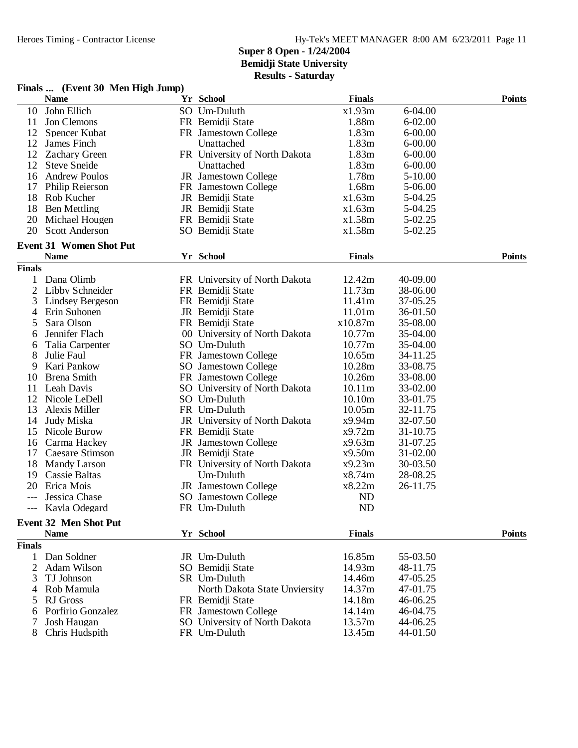# Super 8 Open - 1/24/2004
## Bemidji State University
### Results - Saturday

**Finals ... (Event 30 Men High Jump)**

| | Name | Yr | School | Finals | | Points |
|---|---|---|---|---|---|---|
| 10 | John Ellich | SO | Um-Duluth | x1.93m | 6-04.00 | |
| 11 | Jon Clemons | FR | Bemidji State | 1.88m | 6-02.00 | |
| 12 | Spencer Kubat | FR | Jamestown College | 1.83m | 6-00.00 | |
| 12 | James Finch | | Unattached | 1.83m | 6-00.00 | |
| 12 | Zachary Green | FR | University of North Dakota | 1.83m | 6-00.00 | |
| 12 | Steve Sneide | | Unattached | 1.83m | 6-00.00 | |
| 16 | Andrew Poulos | JR | Jamestown College | 1.78m | 5-10.00 | |
| 17 | Philip Reierson | FR | Jamestown College | 1.68m | 5-06.00 | |
| 18 | Rob Kucher | JR | Bemidji State | x1.63m | 5-04.25 | |
| 18 | Ben Mettling | JR | Bemidji State | x1.63m | 5-04.25 | |
| 20 | Michael Hougen | FR | Bemidji State | x1.58m | 5-02.25 | |
| 20 | Scott Anderson | SO | Bemidji State | x1.58m | 5-02.25 | |

**Event 31 Women Shot Put**

| | Name | Yr | School | Finals | | Points |
|---|---|---|---|---|---|---|
| **Finals** | | | | | | |
| 1 | Dana Olimb | FR | University of North Dakota | 12.42m | 40-09.00 | |
| 2 | Libby Schneider | FR | Bemidji State | 11.73m | 38-06.00 | |
| 3 | Lindsey Bergeson | FR | Bemidji State | 11.41m | 37-05.25 | |
| 4 | Erin Suhonen | JR | Bemidji State | 11.01m | 36-01.50 | |
| 5 | Sara Olson | FR | Bemidji State | x10.87m | 35-08.00 | |
| 6 | Jennifer Flach | 00 | University of North Dakota | 10.77m | 35-04.00 | |
| 6 | Talia Carpenter | SO | Um-Duluth | 10.77m | 35-04.00 | |
| 8 | Julie Faul | FR | Jamestown College | 10.65m | 34-11.25 | |
| 9 | Kari Pankow | SO | Jamestown College | 10.28m | 33-08.75 | |
| 10 | Brena Smith | FR | Jamestown College | 10.26m | 33-08.00 | |
| 11 | Leah Davis | SO | University of North Dakota | 10.11m | 33-02.00 | |
| 12 | Nicole LeDell | SO | Um-Duluth | 10.10m | 33-01.75 | |
| 13 | Alexis Miller | FR | Um-Duluth | 10.05m | 32-11.75 | |
| 14 | Judy Miska | JR | University of North Dakota | x9.94m | 32-07.50 | |
| 15 | Nicole Burow | FR | Bemidji State | x9.72m | 31-10.75 | |
| 16 | Carma Hackey | JR | Jamestown College | x9.63m | 31-07.25 | |
| 17 | Caesare Stimson | JR | Bemidji State | x9.50m | 31-02.00 | |
| 18 | Mandy Larson | FR | University of North Dakota | x9.23m | 30-03.50 | |
| 19 | Cassie Baltas | | Um-Duluth | x8.74m | 28-08.25 | |
| 20 | Erica Mois | JR | Jamestown College | x8.22m | 26-11.75 | |
| --- | Jessica Chase | SO | Jamestown College | ND | | |
| --- | Kayla Odegard | FR | Um-Duluth | ND | | |

**Event 32 Men Shot Put**

| | Name | Yr | School | Finals | | Points |
|---|---|---|---|---|---|---|
| **Finals** | | | | | | |
| 1 | Dan Soldner | JR | Um-Duluth | 16.85m | 55-03.50 | |
| 2 | Adam Wilson | SO | Bemidji State | 14.93m | 48-11.75 | |
| 3 | TJ Johnson | SR | Um-Duluth | 14.46m | 47-05.25 | |
| 4 | Rob Mamula | | North Dakota State Unviersity | 14.37m | 47-01.75 | |
| 5 | RJ Gross | FR | Bemidji State | 14.18m | 46-06.25 | |
| 6 | Porfirio Gonzalez | FR | Jamestown College | 14.14m | 46-04.75 | |
| 7 | Josh Haugan | SO | University of North Dakota | 13.57m | 44-06.25 | |
| 8 | Chris Hudspith | FR | Um-Duluth | 13.45m | 44-01.50 | |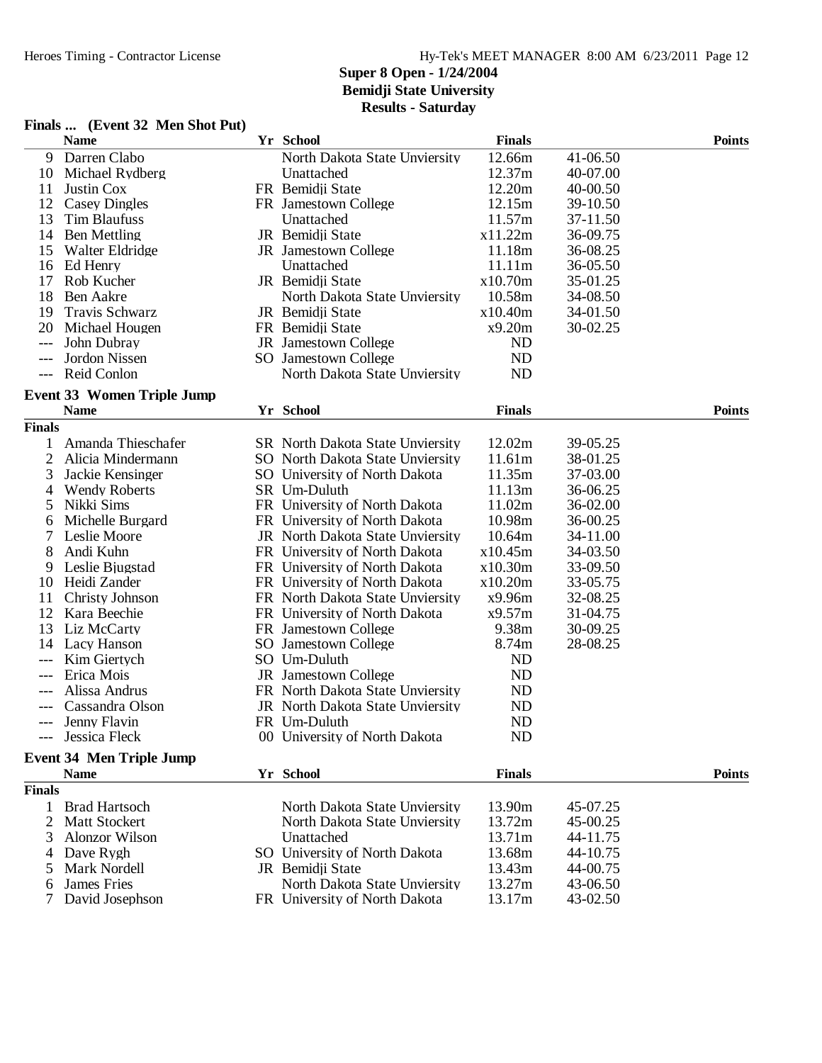## Super 8 Open - 1/24/2004
## Bemidji State University
## Results - Saturday

### Finals ... (Event 32 Men Shot Put)

| | Name | Yr | School | Finals | | Points |
|---|---|---|---|---|---|---|
| 9 | Darren Clabo | | North Dakota State Unviersity | 12.66m | 41-06.50 | |
| 10 | Michael Rydberg | | Unattached | 12.37m | 40-07.00 | |
| 11 | Justin Cox | FR | Bemidji State | 12.20m | 40-00.50 | |
| 12 | Casey Dingles | FR | Jamestown College | 12.15m | 39-10.50 | |
| 13 | Tim Blaufuss | | Unattached | 11.57m | 37-11.50 | |
| 14 | Ben Mettling | JR | Bemidji State | x11.22m | 36-09.75 | |
| 15 | Walter Eldridge | JR | Jamestown College | 11.18m | 36-08.25 | |
| 16 | Ed Henry | | Unattached | 11.11m | 36-05.50 | |
| 17 | Rob Kucher | JR | Bemidji State | x10.70m | 35-01.25 | |
| 18 | Ben Aakre | | North Dakota State Unviersity | 10.58m | 34-08.50 | |
| 19 | Travis Schwarz | JR | Bemidji State | x10.40m | 34-01.50 | |
| 20 | Michael Hougen | FR | Bemidji State | x9.20m | 30-02.25 | |
| --- | John Dubray | JR | Jamestown College | ND | | |
| --- | Jordon Nissen | SO | Jamestown College | ND | | |
| --- | Reid Conlon | | North Dakota State Unviersity | ND | | |

### Event 33 Women Triple Jump

**Finals**

| | Name | Yr | School | Finals | | Points |
|---|---|---|---|---|---|---|
| 1 | Amanda Thieschafer | SR | North Dakota State Unviersity | 12.02m | 39-05.25 | |
| 2 | Alicia Mindermann | SO | North Dakota State Unviersity | 11.61m | 38-01.25 | |
| 3 | Jackie Kensinger | SO | University of North Dakota | 11.35m | 37-03.00 | |
| 4 | Wendy Roberts | SR | Um-Duluth | 11.13m | 36-06.25 | |
| 5 | Nikki Sims | FR | University of North Dakota | 11.02m | 36-02.00 | |
| 6 | Michelle Burgard | FR | University of North Dakota | 10.98m | 36-00.25 | |
| 7 | Leslie Moore | JR | North Dakota State Unviersity | 10.64m | 34-11.00 | |
| 8 | Andi Kuhn | FR | University of North Dakota | x10.45m | 34-03.50 | |
| 9 | Leslie Bjugstad | FR | University of North Dakota | x10.30m | 33-09.50 | |
| 10 | Heidi Zander | FR | University of North Dakota | x10.20m | 33-05.75 | |
| 11 | Christy Johnson | FR | North Dakota State Unviersity | x9.96m | 32-08.25 | |
| 12 | Kara Beechie | FR | University of North Dakota | x9.57m | 31-04.75 | |
| 13 | Liz McCarty | FR | Jamestown College | 9.38m | 30-09.25 | |
| 14 | Lacy Hanson | SO | Jamestown College | 8.74m | 28-08.25 | |
| --- | Kim Giertych | SO | Um-Duluth | ND | | |
| --- | Erica Mois | JR | Jamestown College | ND | | |
| --- | Alissa Andrus | FR | North Dakota State Unviersity | ND | | |
| --- | Cassandra Olson | JR | North Dakota State Unviersity | ND | | |
| --- | Jenny Flavin | FR | Um-Duluth | ND | | |
| --- | Jessica Fleck | 00 | University of North Dakota | ND | | |

### Event 34 Men Triple Jump

**Finals**

| | Name | Yr | School | Finals | | Points |
|---|---|---|---|---|---|---|
| 1 | Brad Hartsoch | | North Dakota State Unviersity | 13.90m | 45-07.25 | |
| 2 | Matt Stockert | | North Dakota State Unviersity | 13.72m | 45-00.25 | |
| 3 | Alonzor Wilson | | Unattached | 13.71m | 44-11.75 | |
| 4 | Dave Rygh | SO | University of North Dakota | 13.68m | 44-10.75 | |
| 5 | Mark Nordell | JR | Bemidji State | 13.43m | 44-00.75 | |
| 6 | James Fries | | North Dakota State Unviersity | 13.27m | 43-06.50 | |
| 7 | David Josephson | FR | University of North Dakota | 13.17m | 43-02.50 | |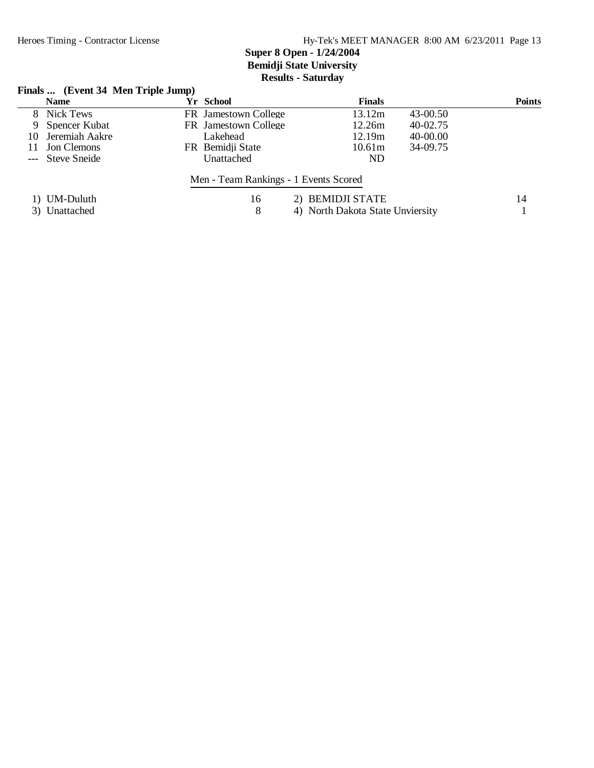**Super 8 Open - 1/24/2004**
**Bemidji State University**
**Results - Saturday**

### Finals ... (Event 34 Men Triple Jump)

| | Name | Yr | School | Finals | | Points |
|---|---|---|---|---|---|---|
| 8 | Nick Tews | FR | Jamestown College | 13.12m | 43-00.50 | |
| 9 | Spencer Kubat | FR | Jamestown College | 12.26m | 40-02.75 | |
| 10 | Jeremiah Aakre | | Lakehead | 12.19m | 40-00.00 | |
| 11 | Jon Clemons | FR | Bemidji State | 10.61m | 34-09.75 | |
| --- | Steve Sneide | | Unattached | ND | | |

### Men - Team Rankings - 1 Events Scored

| | | | |
|---|---|---|---|
| 1) UM-Duluth | 16 | 2) BEMIDJI STATE | 14 |
| 3) Unattached | 8 | 4) North Dakota State Unviersity | 1 |